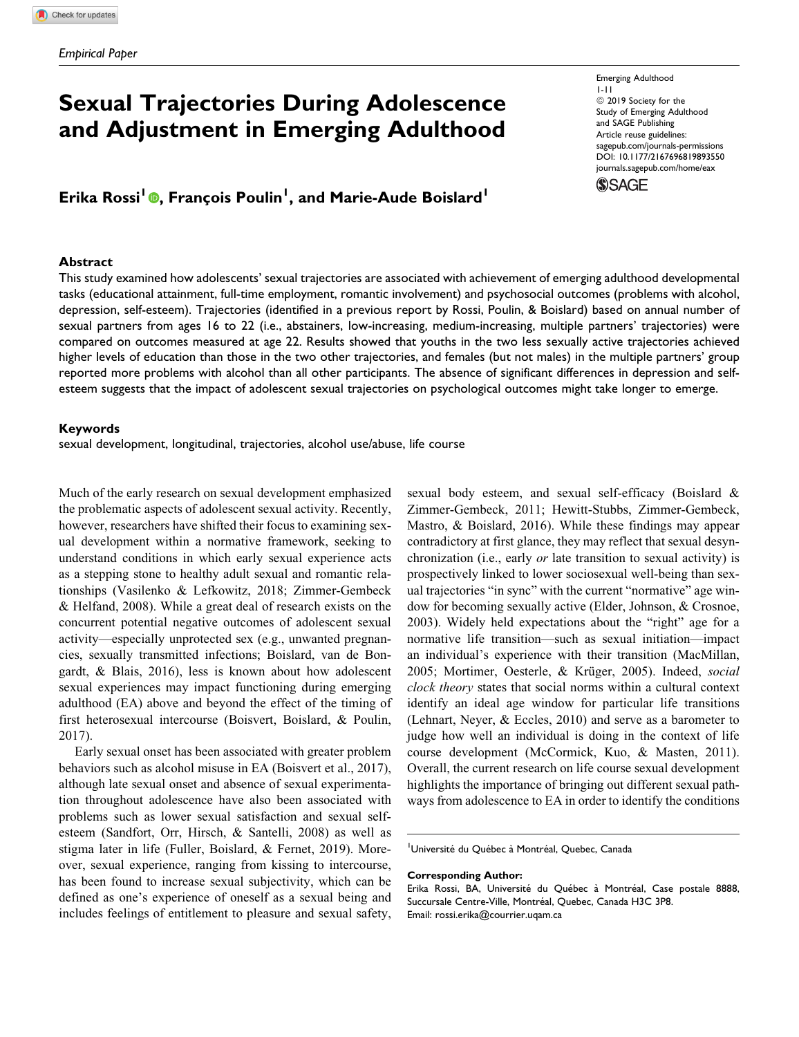*Empirical Paper*

# Sexual Trajectories During Adolescence and Adjustment in Emerging Adulthood

Emerging Adulthood
© 2019 Society for the Study of Emerging Adulthood and SAGE Publishing
Article reuse guidelines: sagepub.com/journals-permissions
DOI: 10.1177/2167696819893550
journals.sagepub.com/home/eax

**Erika Rossi[1], François Poulin[1], and Marie-Aude Boislard[1]**

## Abstract

This study examined how adolescents' sexual trajectories are associated with achievement of emerging adulthood developmental tasks (educational attainment, full-time employment, romantic involvement) and psychosocial outcomes (problems with alcohol, depression, self-esteem). Trajectories (identified in a previous report by Rossi, Poulin, & Boislard) based on annual number of sexual partners from ages 16 to 22 (i.e., abstainers, low-increasing, medium-increasing, multiple partners' trajectories) were compared on outcomes measured at age 22. Results showed that youths in the two less sexually active trajectories achieved higher levels of education than those in the two other trajectories, and females (but not males) in the multiple partners' group reported more problems with alcohol than all other participants. The absence of significant differences in depression and self-esteem suggests that the impact of adolescent sexual trajectories on psychological outcomes might take longer to emerge.

## Keywords

sexual development, longitudinal, trajectories, alcohol use/abuse, life course

Much of the early research on sexual development emphasized the problematic aspects of adolescent sexual activity. Recently, however, researchers have shifted their focus to examining sexual development within a normative framework, seeking to understand conditions in which early sexual experience acts as a stepping stone to healthy adult sexual and romantic relationships (Vasilenko & Lefkowitz, 2018; Zimmer-Gembeck & Helfand, 2008). While a great deal of research exists on the concurrent potential negative outcomes of adolescent sexual activity—especially unprotected sex (e.g., unwanted pregnancies, sexually transmitted infections; Boislard, van de Bongardt, & Blais, 2016), less is known about how adolescent sexual experiences may impact functioning during emerging adulthood (EA) above and beyond the effect of the timing of first heterosexual intercourse (Boisvert, Boislard, & Poulin, 2017).

Early sexual onset has been associated with greater problem behaviors such as alcohol misuse in EA (Boisvert et al., 2017), although late sexual onset and absence of sexual experimentation throughout adolescence have also been associated with problems such as lower sexual satisfaction and sexual self-esteem (Sandfort, Orr, Hirsch, & Santelli, 2008) as well as stigma later in life (Fuller, Boislard, & Fernet, 2019). Moreover, sexual experience, ranging from kissing to intercourse, has been found to increase sexual subjectivity, which can be defined as one's experience of oneself as a sexual being and includes feelings of entitlement to pleasure and sexual safety, sexual body esteem, and sexual self-efficacy (Boislard & Zimmer-Gembeck, 2011; Hewitt-Stubbs, Zimmer-Gembeck, Mastro, & Boislard, 2016). While these findings may appear contradictory at first glance, they may reflect that sexual desynchronization (i.e., early *or* late transition to sexual activity) is prospectively linked to lower sociosexual well-being than sexual trajectories "in sync" with the current "normative" age window for becoming sexually active (Elder, Johnson, & Crosnoe, 2003). Widely held expectations about the "right" age for a normative life transition—such as sexual initiation—impact an individual's experience with their transition (MacMillan, 2005; Mortimer, Oesterle, & Krüger, 2005). Indeed, *social clock theory* states that social norms within a cultural context identify an ideal age window for particular life transitions (Lehnart, Neyer, & Eccles, 2010) and serve as a barometer to judge how well an individual is doing in the context of life course development (McCormick, Kuo, & Masten, 2011). Overall, the current research on life course sexual development highlights the importance of bringing out different sexual pathways from adolescence to EA in order to identify the conditions

[1] Université du Québec à Montréal, Quebec, Canada

**Corresponding Author:**
Erika Rossi, BA, Université du Québec à Montréal, Case postale 8888, Succursale Centre-Ville, Montréal, Quebec, Canada H3C 3P8.
Email: rossi.erika@courrier.uqam.ca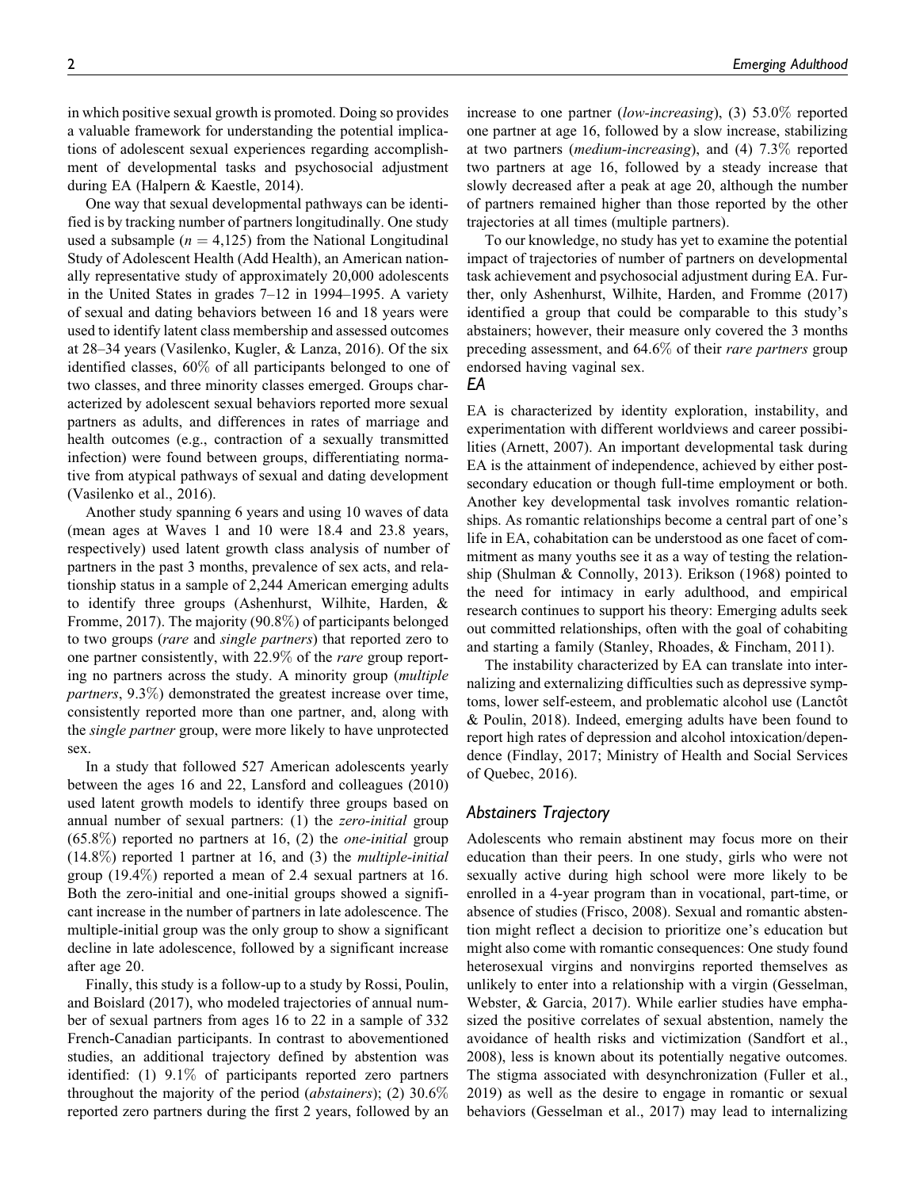in which positive sexual growth is promoted. Doing so provides a valuable framework for understanding the potential implications of adolescent sexual experiences regarding accomplishment of developmental tasks and psychosocial adjustment during EA (Halpern & Kaestle, 2014).

One way that sexual developmental pathways can be identified is by tracking number of partners longitudinally. One study used a subsample ($n = 4{,}125$) from the National Longitudinal Study of Adolescent Health (Add Health), an American nationally representative study of approximately 20,000 adolescents in the United States in grades 7–12 in 1994–1995. A variety of sexual and dating behaviors between 16 and 18 years were used to identify latent class membership and assessed outcomes at 28–34 years (Vasilenko, Kugler, & Lanza, 2016). Of the six identified classes, 60% of all participants belonged to one of two classes, and three minority classes emerged. Groups characterized by adolescent sexual behaviors reported more sexual partners as adults, and differences in rates of marriage and health outcomes (e.g., contraction of a sexually transmitted infection) were found between groups, differentiating normative from atypical pathways of sexual and dating development (Vasilenko et al., 2016).

Another study spanning 6 years and using 10 waves of data (mean ages at Waves 1 and 10 were 18.4 and 23.8 years, respectively) used latent growth class analysis of number of partners in the past 3 months, prevalence of sex acts, and relationship status in a sample of 2,244 American emerging adults to identify three groups (Ashenhurst, Wilhite, Harden, & Fromme, 2017). The majority (90.8%) of participants belonged to two groups (*rare* and *single partners*) that reported zero to one partner consistently, with 22.9% of the *rare* group reporting no partners across the study. A minority group (*multiple partners*, 9.3%) demonstrated the greatest increase over time, consistently reported more than one partner, and, along with the *single partner* group, were more likely to have unprotected sex.

In a study that followed 527 American adolescents yearly between the ages 16 and 22, Lansford and colleagues (2010) used latent growth models to identify three groups based on annual number of sexual partners: (1) the *zero-initial* group (65.8%) reported no partners at 16, (2) the *one-initial* group (14.8%) reported 1 partner at 16, and (3) the *multiple-initial* group (19.4%) reported a mean of 2.4 sexual partners at 16. Both the zero-initial and one-initial groups showed a significant increase in the number of partners in late adolescence. The multiple-initial group was the only group to show a significant decline in late adolescence, followed by a significant increase after age 20.

Finally, this study is a follow-up to a study by Rossi, Poulin, and Boislard (2017), who modeled trajectories of annual number of sexual partners from ages 16 to 22 in a sample of 332 French-Canadian participants. In contrast to abovementioned studies, an additional trajectory defined by abstention was identified: (1) 9.1% of participants reported zero partners throughout the majority of the period (*abstainers*); (2) 30.6% reported zero partners during the first 2 years, followed by an increase to one partner (*low-increasing*), (3) 53.0% reported one partner at age 16, followed by a slow increase, stabilizing at two partners (*medium-increasing*), and (4) 7.3% reported two partners at age 16, followed by a steady increase that slowly decreased after a peak at age 20, although the number of partners remained higher than those reported by the other trajectories at all times (multiple partners).

To our knowledge, no study has yet to examine the potential impact of trajectories of number of partners on developmental task achievement and psychosocial adjustment during EA. Further, only Ashenhurst, Wilhite, Harden, and Fromme (2017) identified a group that could be comparable to this study's abstainers; however, their measure only covered the 3 months preceding assessment, and 64.6% of their *rare partners* group endorsed having vaginal sex.

## EA

EA is characterized by identity exploration, instability, and experimentation with different worldviews and career possibilities (Arnett, 2007). An important developmental task during EA is the attainment of independence, achieved by either postsecondary education or though full-time employment or both. Another key developmental task involves romantic relationships. As romantic relationships become a central part of one's life in EA, cohabitation can be understood as one facet of commitment as many youths see it as a way of testing the relationship (Shulman & Connolly, 2013). Erikson (1968) pointed to the need for intimacy in early adulthood, and empirical research continues to support his theory: Emerging adults seek out committed relationships, often with the goal of cohabiting and starting a family (Stanley, Rhoades, & Fincham, 2011).

The instability characterized by EA can translate into internalizing and externalizing difficulties such as depressive symptoms, lower self-esteem, and problematic alcohol use (Lanctôt & Poulin, 2018). Indeed, emerging adults have been found to report high rates of depression and alcohol intoxication/dependence (Findlay, 2017; Ministry of Health and Social Services of Quebec, 2016).

### Abstainers Trajectory

Adolescents who remain abstinent may focus more on their education than their peers. In one study, girls who were not sexually active during high school were more likely to be enrolled in a 4-year program than in vocational, part-time, or absence of studies (Frisco, 2008). Sexual and romantic abstention might reflect a decision to prioritize one's education but might also come with romantic consequences: One study found heterosexual virgins and nonvirgins reported themselves as unlikely to enter into a relationship with a virgin (Gesselman, Webster, & Garcia, 2017). While earlier studies have emphasized the positive correlates of sexual abstention, namely the avoidance of health risks and victimization (Sandfort et al., 2008), less is known about its potentially negative outcomes. The stigma associated with desynchronization (Fuller et al., 2019) as well as the desire to engage in romantic or sexual behaviors (Gesselman et al., 2017) may lead to internalizing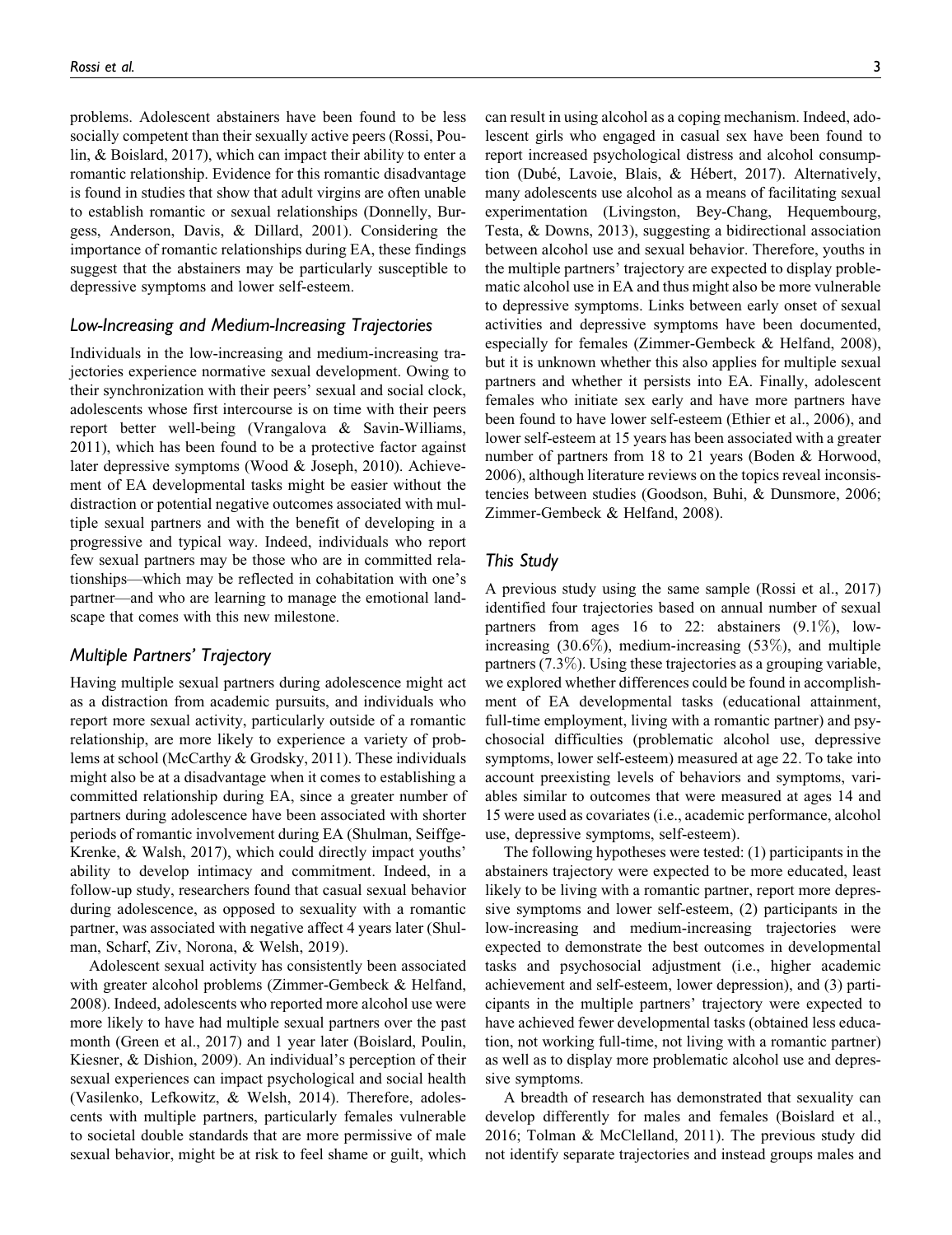problems. Adolescent abstainers have been found to be less socially competent than their sexually active peers (Rossi, Poulin, & Boislard, 2017), which can impact their ability to enter a romantic relationship. Evidence for this romantic disadvantage is found in studies that show that adult virgins are often unable to establish romantic or sexual relationships (Donnelly, Burgess, Anderson, Davis, & Dillard, 2001). Considering the importance of romantic relationships during EA, these findings suggest that the abstainers may be particularly susceptible to depressive symptoms and lower self-esteem.

### *Low-Increasing and Medium-Increasing Trajectories*

Individuals in the low-increasing and medium-increasing trajectories experience normative sexual development. Owing to their synchronization with their peers' sexual and social clock, adolescents whose first intercourse is on time with their peers report better well-being (Vrangalova & Savin-Williams, 2011), which has been found to be a protective factor against later depressive symptoms (Wood & Joseph, 2010). Achievement of EA developmental tasks might be easier without the distraction or potential negative outcomes associated with multiple sexual partners and with the benefit of developing in a progressive and typical way. Indeed, individuals who report few sexual partners may be those who are in committed relationships—which may be reflected in cohabitation with one's partner—and who are learning to manage the emotional landscape that comes with this new milestone.

### *Multiple Partners' Trajectory*

Having multiple sexual partners during adolescence might act as a distraction from academic pursuits, and individuals who report more sexual activity, particularly outside of a romantic relationship, are more likely to experience a variety of problems at school (McCarthy & Grodsky, 2011). These individuals might also be at a disadvantage when it comes to establishing a committed relationship during EA, since a greater number of partners during adolescence have been associated with shorter periods of romantic involvement during EA (Shulman, Seiffge-Krenke, & Walsh, 2017), which could directly impact youths' ability to develop intimacy and commitment. Indeed, in a follow-up study, researchers found that casual sexual behavior during adolescence, as opposed to sexuality with a romantic partner, was associated with negative affect 4 years later (Shulman, Scharf, Ziv, Norona, & Welsh, 2019).

Adolescent sexual activity has consistently been associated with greater alcohol problems (Zimmer-Gembeck & Helfand, 2008). Indeed, adolescents who reported more alcohol use were more likely to have had multiple sexual partners over the past month (Green et al., 2017) and 1 year later (Boislard, Poulin, Kiesner, & Dishion, 2009). An individual's perception of their sexual experiences can impact psychological and social health (Vasilenko, Lefkowitz, & Welsh, 2014). Therefore, adolescents with multiple partners, particularly females vulnerable to societal double standards that are more permissive of male sexual behavior, might be at risk to feel shame or guilt, which can result in using alcohol as a coping mechanism. Indeed, adolescent girls who engaged in casual sex have been found to report increased psychological distress and alcohol consumption (Dubé, Lavoie, Blais, & Hébert, 2017). Alternatively, many adolescents use alcohol as a means of facilitating sexual experimentation (Livingston, Bey-Chang, Hequembourg, Testa, & Downs, 2013), suggesting a bidirectional association between alcohol use and sexual behavior. Therefore, youths in the multiple partners' trajectory are expected to display problematic alcohol use in EA and thus might also be more vulnerable to depressive symptoms. Links between early onset of sexual activities and depressive symptoms have been documented, especially for females (Zimmer-Gembeck & Helfand, 2008), but it is unknown whether this also applies for multiple sexual partners and whether it persists into EA. Finally, adolescent females who initiate sex early and have more partners have been found to have lower self-esteem (Ethier et al., 2006), and lower self-esteem at 15 years has been associated with a greater number of partners from 18 to 21 years (Boden & Horwood, 2006), although literature reviews on the topics reveal inconsistencies between studies (Goodson, Buhi, & Dunsmore, 2006; Zimmer-Gembeck & Helfand, 2008).

## *This Study*

A previous study using the same sample (Rossi et al., 2017) identified four trajectories based on annual number of sexual partners from ages 16 to 22: abstainers (9.1%), low-increasing (30.6%), medium-increasing (53%), and multiple partners (7.3%). Using these trajectories as a grouping variable, we explored whether differences could be found in accomplishment of EA developmental tasks (educational attainment, full-time employment, living with a romantic partner) and psychosocial difficulties (problematic alcohol use, depressive symptoms, lower self-esteem) measured at age 22. To take into account preexisting levels of behaviors and symptoms, variables similar to outcomes that were measured at ages 14 and 15 were used as covariates (i.e., academic performance, alcohol use, depressive symptoms, self-esteem).

The following hypotheses were tested: (1) participants in the abstainers trajectory were expected to be more educated, least likely to be living with a romantic partner, report more depressive symptoms and lower self-esteem, (2) participants in the low-increasing and medium-increasing trajectories were expected to demonstrate the best outcomes in developmental tasks and psychosocial adjustment (i.e., higher academic achievement and self-esteem, lower depression), and (3) participants in the multiple partners' trajectory were expected to have achieved fewer developmental tasks (obtained less education, not working full-time, not living with a romantic partner) as well as to display more problematic alcohol use and depressive symptoms.

A breadth of research has demonstrated that sexuality can develop differently for males and females (Boislard et al., 2016; Tolman & McClelland, 2011). The previous study did not identify separate trajectories and instead groups males and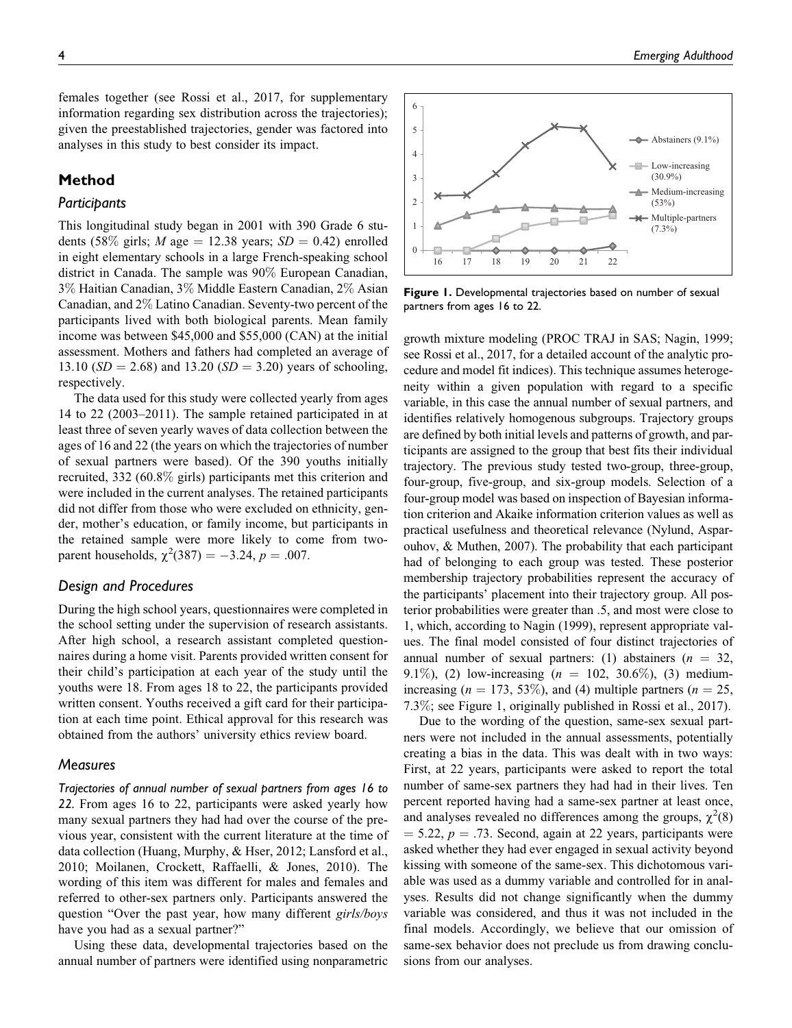females together (see Rossi et al., 2017, for supplementary information regarding sex distribution across the trajectories); given the preestablished trajectories, gender was factored into analyses in this study to best consider its impact.

## Method

### Participants

This longitudinal study began in 2001 with 390 Grade 6 students (58% girls; *M* age = 12.38 years; *SD* = 0.42) enrolled in eight elementary schools in a large French-speaking school district in Canada. The sample was 90% European Canadian, 3% Haitian Canadian, 3% Middle Eastern Canadian, 2% Asian Canadian, and 2% Latino Canadian. Seventy-two percent of the participants lived with both biological parents. Mean family income was between $45,000 and $55,000 (CAN) at the initial assessment. Mothers and fathers had completed an average of 13.10 (*SD* = 2.68) and 13.20 (*SD* = 3.20) years of schooling, respectively.

The data used for this study were collected yearly from ages 14 to 22 (2003–2011). The sample retained participated in at least three of seven yearly waves of data collection between the ages of 16 and 22 (the years on which the trajectories of number of sexual partners were based). Of the 390 youths initially recruited, 332 (60.8% girls) participants met this criterion and were included in the current analyses. The retained participants did not differ from those who were excluded on ethnicity, gender, mother's education, or family income, but participants in the retained sample were more likely to come from two-parent households, $\chi^2(387) = -3.24$, $p = .007$.

### Design and Procedures

During the high school years, questionnaires were completed in the school setting under the supervision of research assistants. After high school, a research assistant completed questionnaires during a home visit. Parents provided written consent for their child's participation at each year of the study until the youths were 18. From ages 18 to 22, the participants provided written consent. Youths received a gift card for their participation at each time point. Ethical approval for this research was obtained from the authors' university ethics review board.

### Measures

*Trajectories of annual number of sexual partners from ages 16 to 22.* From ages 16 to 22, participants were asked yearly how many sexual partners they had had over the course of the previous year, consistent with the current literature at the time of data collection (Huang, Murphy, & Hser, 2012; Lansford et al., 2010; Moilanen, Crockett, Raffaelli, & Jones, 2010). The wording of this item was different for males and females and referred to other-sex partners only. Participants answered the question "Over the past year, how many different *girls/boys* have you had as a sexual partner?"

Using these data, developmental trajectories based on the annual number of partners were identified using nonparametric growth mixture modeling (PROC TRAJ in SAS; Nagin, 1999; see Rossi et al., 2017, for a detailed account of the analytic procedure and model fit indices). This technique assumes heterogeneity within a given population with regard to a specific variable, in this case the annual number of sexual partners, and identifies relatively homogenous subgroups. Trajectory groups are defined by both initial levels and patterns of growth, and participants are assigned to the group that best fits their individual trajectory. The previous study tested two-group, three-group, four-group, five-group, and six-group models. Selection of a four-group model was based on inspection of Bayesian information criterion and Akaike information criterion values as well as practical usefulness and theoretical relevance (Nylund, Asparouhov, & Muthen, 2007). The probability that each participant had of belonging to each group was tested. These posterior membership trajectory probabilities represent the accuracy of the participants' placement into their trajectory group. All posterior probabilities were greater than .5, and most were close to 1, which, according to Nagin (1999), represent appropriate values. The final model consisted of four distinct trajectories of annual number of sexual partners: (1) abstainers (*n* = 32, 9.1%), (2) low-increasing (*n* = 102, 30.6%), (3) medium-increasing (*n* = 173, 53%), and (4) multiple partners (*n* = 25, 7.3%; see Figure 1, originally published in Rossi et al., 2017).

**Figure 1.** Developmental trajectories based on number of sexual partners from ages 16 to 22.

Due to the wording of the question, same-sex sexual partners were not included in the annual assessments, potentially creating a bias in the data. This was dealt with in two ways: First, at 22 years, participants were asked to report the total number of same-sex partners they had had in their lives. Ten percent reported having had a same-sex partner at least once, and analyses revealed no differences among the groups, $\chi^2(8) = 5.22$, $p = .73$. Second, again at 22 years, participants were asked whether they had ever engaged in sexual activity beyond kissing with someone of the same-sex. This dichotomous variable was used as a dummy variable and controlled for in analyses. Results did not change significantly when the dummy variable was considered, and thus it was not included in the final models. Accordingly, we believe that our omission of same-sex behavior does not preclude us from drawing conclusions from our analyses.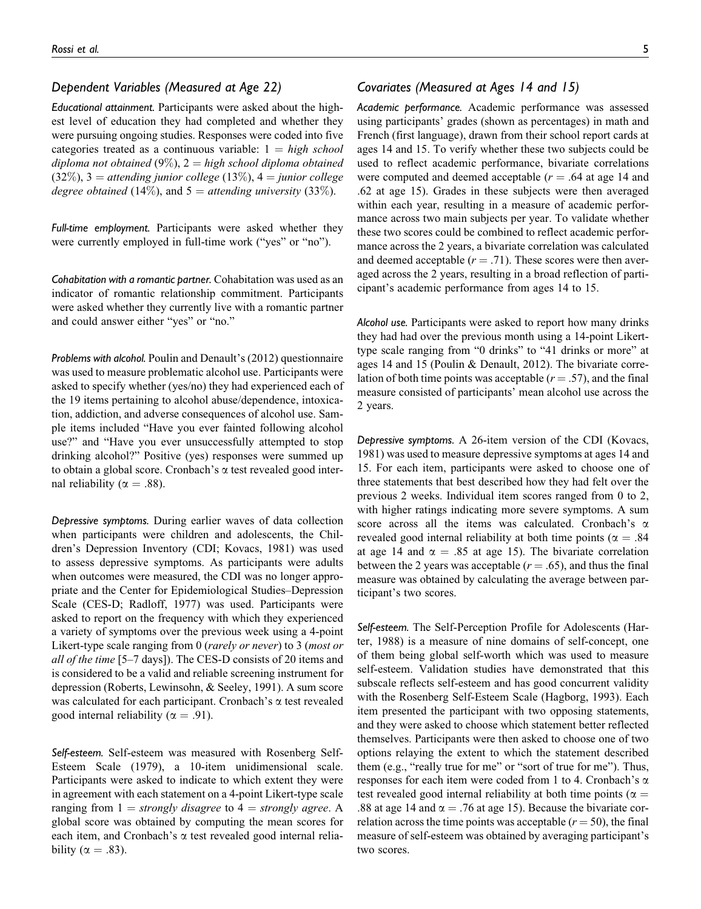## *Dependent Variables (Measured at Age 22)*

***Educational attainment.*** Participants were asked about the highest level of education they had completed and whether they were pursuing ongoing studies. Responses were coded into five categories treated as a continuous variable: 1 = *high school diploma not obtained* (9%), 2 = *high school diploma obtained* (32%), 3 = *attending junior college* (13%), 4 = *junior college degree obtained* (14%), and 5 = *attending university* (33%).

***Full-time employment.*** Participants were asked whether they were currently employed in full-time work ("yes" or "no").

***Cohabitation with a romantic partner.*** Cohabitation was used as an indicator of romantic relationship commitment. Participants were asked whether they currently live with a romantic partner and could answer either "yes" or "no."

***Problems with alcohol.*** Poulin and Denault's (2012) questionnaire was used to measure problematic alcohol use. Participants were asked to specify whether (yes/no) they had experienced each of the 19 items pertaining to alcohol abuse/dependence, intoxication, addiction, and adverse consequences of alcohol use. Sample items included "Have you ever fainted following alcohol use?" and "Have you ever unsuccessfully attempted to stop drinking alcohol?" Positive (yes) responses were summed up to obtain a global score. Cronbach's $\alpha$ test revealed good internal reliability ($\alpha = .88$).

***Depressive symptoms.*** During earlier waves of data collection when participants were children and adolescents, the Children's Depression Inventory (CDI; Kovacs, 1981) was used to assess depressive symptoms. As participants were adults when outcomes were measured, the CDI was no longer appropriate and the Center for Epidemiological Studies–Depression Scale (CES-D; Radloff, 1977) was used. Participants were asked to report on the frequency with which they experienced a variety of symptoms over the previous week using a 4-point Likert-type scale ranging from 0 (*rarely or never*) to 3 (*most or all of the time* [5–7 days]). The CES-D consists of 20 items and is considered to be a valid and reliable screening instrument for depression (Roberts, Lewinsohn, & Seeley, 1991). A sum score was calculated for each participant. Cronbach's $\alpha$ test revealed good internal reliability ($\alpha = .91$).

***Self-esteem.*** Self-esteem was measured with Rosenberg Self-Esteem Scale (1979), a 10-item unidimensional scale. Participants were asked to indicate to which extent they were in agreement with each statement on a 4-point Likert-type scale ranging from 1 = *strongly disagree* to 4 = *strongly agree*. A global score was obtained by computing the mean scores for each item, and Cronbach's $\alpha$ test revealed good internal reliability ($\alpha = .83$).

## *Covariates (Measured at Ages 14 and 15)*

***Academic performance.*** Academic performance was assessed using participants' grades (shown as percentages) in math and French (first language), drawn from their school report cards at ages 14 and 15. To verify whether these two subjects could be used to reflect academic performance, bivariate correlations were computed and deemed acceptable ($r = .64$ at age 14 and .62 at age 15). Grades in these subjects were then averaged within each year, resulting in a measure of academic performance across two main subjects per year. To validate whether these two scores could be combined to reflect academic performance across the 2 years, a bivariate correlation was calculated and deemed acceptable ($r = .71$). These scores were then averaged across the 2 years, resulting in a broad reflection of participant's academic performance from ages 14 to 15.

***Alcohol use.*** Participants were asked to report how many drinks they had had over the previous month using a 14-point Likert-type scale ranging from "0 drinks" to "41 drinks or more" at ages 14 and 15 (Poulin & Denault, 2012). The bivariate correlation of both time points was acceptable ($r = .57$), and the final measure consisted of participants' mean alcohol use across the 2 years.

***Depressive symptoms.*** A 26-item version of the CDI (Kovacs, 1981) was used to measure depressive symptoms at ages 14 and 15. For each item, participants were asked to choose one of three statements that best described how they had felt over the previous 2 weeks. Individual item scores ranged from 0 to 2, with higher ratings indicating more severe symptoms. A sum score across all the items was calculated. Cronbach's $\alpha$ revealed good internal reliability at both time points ($\alpha = .84$ at age 14 and $\alpha = .85$ at age 15). The bivariate correlation between the 2 years was acceptable ($r = .65$), and thus the final measure was obtained by calculating the average between participant's two scores.

***Self-esteem.*** The Self-Perception Profile for Adolescents (Harter, 1988) is a measure of nine domains of self-concept, one of them being global self-worth which was used to measure self-esteem. Validation studies have demonstrated that this subscale reflects self-esteem and has good concurrent validity with the Rosenberg Self-Esteem Scale (Hagborg, 1993). Each item presented the participant with two opposing statements, and they were asked to choose which statement better reflected themselves. Participants were then asked to choose one of two options relaying the extent to which the statement described them (e.g., "really true for me" or "sort of true for me"). Thus, responses for each item were coded from 1 to 4. Cronbach's $\alpha$ test revealed good internal reliability at both time points ($\alpha = .88$ at age 14 and $\alpha = .76$ at age 15). Because the bivariate correlation across the time points was acceptable ($r = 50$), the final measure of self-esteem was obtained by averaging participant's two scores.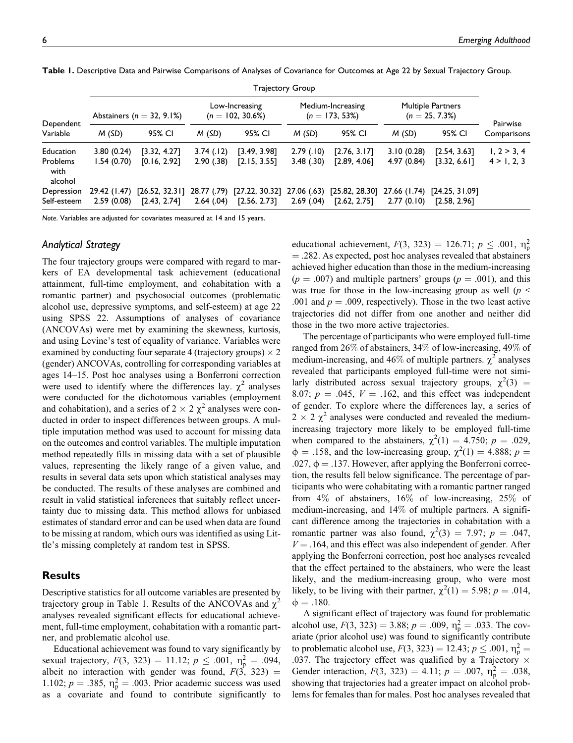**Table 1.** Descriptive Data and Pairwise Comparisons of Analyses of Covariance for Outcomes at Age 22 by Sexual Trajectory Group.

| Dependent Variable | Trajectory Group | | | | | | | | Pairwise Comparisons |
|---|---|---|---|---|---|---|---|---|---|
| | Abstainers ($n$ = 32, 9.1%) | | Low-Increasing ($n$ = 102, 30.6%) | | Medium-Increasing ($n$ = 173, 53%) | | Multiple Partners ($n$ = 25, 7.3%) | | |
| | *M* (*SD*) | 95% CI | *M* (*SD*) | 95% CI | *M* (*SD*) | 95% CI | *M* (*SD*) | 95% CI | |
| Education | 3.80 (0.24) | [3.32, 4.27] | 3.74 (.12) | [3.49, 3.98] | 2.79 (.10) | [2.76, 3.17] | 3.10 (0.28) | [2.54, 3.63] | 1, 2 > 3, 4 |
| Problems with alcohol | 1.54 (0.70) | [0.16, 2.92] | 2.90 (.38) | [2.15, 3.55] | 3.48 (.30) | [2.89, 4.06] | 4.97 (0.84) | [3.32, 6.61] | 4 > 1, 2, 3 |
| Depression | 29.42 (1.47) | [26.52, 32.31] | 28.77 (.79) | [27.22, 30.32] | 27.06 (.63) | [25.82, 28.30] | 27.66 (1.74) | [24.25, 31.09] | |
| Self-esteem | 2.59 (0.08) | [2.43, 2.74] | 2.64 (.04) | [2.56, 2.73] | 2.69 (.04) | [2.62, 2.75] | 2.77 (0.10) | [2.58, 2.96] | |

*Note.* Variables are adjusted for covariates measured at 14 and 15 years.

### Analytical Strategy

The four trajectory groups were compared with regard to markers of EA developmental task achievement (educational attainment, full-time employment, and cohabitation with a romantic partner) and psychosocial outcomes (problematic alcohol use, depressive symptoms, and self-esteem) at age 22 using SPSS 22. Assumptions of analyses of covariance (ANCOVAs) were met by examining the skewness, kurtosis, and using Levine's test of equality of variance. Variables were examined by conducting four separate 4 (trajectory groups) × 2 (gender) ANCOVAs, controlling for corresponding variables at ages 14–15. Post hoc analyses using a Bonferroni correction were used to identify where the differences lay. $\chi^2$ analyses were conducted for the dichotomous variables (employment and cohabitation), and a series of 2 × 2 $\chi^2$ analyses were conducted in order to inspect differences between groups. A multiple imputation method was used to account for missing data on the outcomes and control variables. The multiple imputation method repeatedly fills in missing data with a set of plausible values, representing the likely range of a given value, and results in several data sets upon which statistical analyses may be conducted. The results of these analyses are combined and result in valid statistical inferences that suitably reflect uncertainty due to missing data. This method allows for unbiased estimates of standard error and can be used when data are found to be missing at random, which ours was identified as using Little's missing completely at random test in SPSS.

## Results

Descriptive statistics for all outcome variables are presented by trajectory group in Table 1. Results of the ANCOVAs and $\chi^2$ analyses revealed significant effects for educational achievement, full-time employment, cohabitation with a romantic partner, and problematic alcohol use.

Educational achievement was found to vary significantly by sexual trajectory, $F(3, 323) = 11.12$; $p \leq .001$, $\eta_p^2 = .094$, albeit no interaction with gender was found, $F(3, 323) = 1.102$; $p = .385$, $\eta_p^2 = .003$. Prior academic success was used as a covariate and found to contribute significantly to educational achievement, $F(3, 323) = 126.71$; $p \leq .001$, $\eta_p^2 = .282$. As expected, post hoc analyses revealed that abstainers achieved higher education than those in the medium-increasing ($p = .007$) and multiple partners' groups ($p = .001$), and this was true for those in the low-increasing group as well ($p < .001$ and $p = .009$, respectively). Those in the two least active trajectories did not differ from one another and neither did those in the two more active trajectories.

The percentage of participants who were employed full-time ranged from 26% of abstainers, 34% of low-increasing, 49% of medium-increasing, and 46% of multiple partners. $\chi^2$ analyses revealed that participants employed full-time were not similarly distributed across sexual trajectory groups, $\chi^2(3) = 8.07$; $p = .045$, $V = .162$, and this effect was independent of gender. To explore where the differences lay, a series of 2 × 2 $\chi^2$ analyses were conducted and revealed the medium-increasing trajectory more likely to be employed full-time when compared to the abstainers, $\chi^2(1) = 4.750$; $p = .029$, $\phi = .158$, and the low-increasing group, $\chi^2(1) = 4.888$; $p = .027$, $\phi = .137$. However, after applying the Bonferroni correction, the results fell below significance. The percentage of participants who were cohabitating with a romantic partner ranged from 4% of abstainers, 16% of low-increasing, 25% of medium-increasing, and 14% of multiple partners. A significant difference among the trajectories in cohabitation with a romantic partner was also found, $\chi^2(3) = 7.97$; $p = .047$, $V = .164$, and this effect was also independent of gender. After applying the Bonferroni correction, post hoc analyses revealed that the effect pertained to the abstainers, who were the least likely, and the medium-increasing group, who were most likely, to be living with their partner, $\chi^2(1) = 5.98$; $p = .014$, $\phi = .180$.

A significant effect of trajectory was found for problematic alcohol use, $F(3, 323) = 3.88$; $p = .009$, $\eta_p^2 = .033$. The covariate (prior alcohol use) was found to significantly contribute to problematic alcohol use, $F(3, 323) = 12.43$; $p \leq .001$, $\eta_p^2 = .037$. The trajectory effect was qualified by a Trajectory × Gender interaction, $F(3, 323) = 4.11$; $p = .007$, $\eta_p^2 = .038$, showing that trajectories had a greater impact on alcohol problems for females than for males. Post hoc analyses revealed that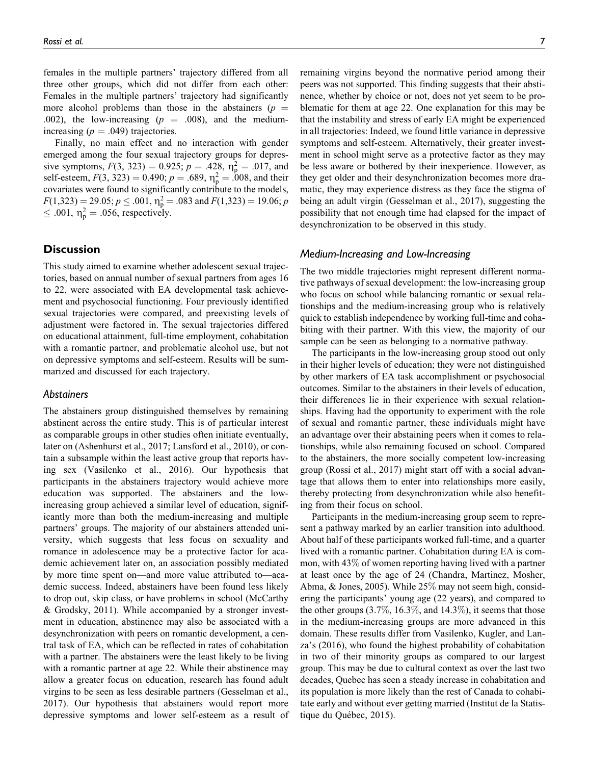females in the multiple partners' trajectory differed from all three other groups, which did not differ from each other: Females in the multiple partners' trajectory had significantly more alcohol problems than those in the abstainers ($p = .002$), the low-increasing ($p = .008$), and the medium-increasing ($p = .049$) trajectories.

Finally, no main effect and no interaction with gender emerged among the four sexual trajectory groups for depressive symptoms, $F(3, 323) = 0.925$; $p = .428$, $\eta_p^2 = .017$, and self-esteem, $F(3, 323) = 0.490$; $p = .689$, $\eta_p^2 = .008$, and their covariates were found to significantly contribute to the models, $F(1,323) = 29.05$; $p \leq .001$, $\eta_p^2 = .083$ and $F(1,323) = 19.06$; $p \leq .001$, $\eta_p^2 = .056$, respectively.

## Discussion

This study aimed to examine whether adolescent sexual trajectories, based on annual number of sexual partners from ages 16 to 22, were associated with EA developmental task achievement and psychosocial functioning. Four previously identified sexual trajectories were compared, and preexisting levels of adjustment were factored in. The sexual trajectories differed on educational attainment, full-time employment, cohabitation with a romantic partner, and problematic alcohol use, but not on depressive symptoms and self-esteem. Results will be summarized and discussed for each trajectory.

### *Abstainers*

The abstainers group distinguished themselves by remaining abstinent across the entire study. This is of particular interest as comparable groups in other studies often initiate eventually, later on (Ashenhurst et al., 2017; Lansford et al., 2010), or contain a subsample within the least active group that reports having sex (Vasilenko et al., 2016). Our hypothesis that participants in the abstainers trajectory would achieve more education was supported. The abstainers and the low-increasing group achieved a similar level of education, significantly more than both the medium-increasing and multiple partners' groups. The majority of our abstainers attended university, which suggests that less focus on sexuality and romance in adolescence may be a protective factor for academic achievement later on, an association possibly mediated by more time spent on—and more value attributed to—academic success. Indeed, abstainers have been found less likely to drop out, skip class, or have problems in school (McCarthy & Grodsky, 2011). While accompanied by a stronger investment in education, abstinence may also be associated with a desynchronization with peers on romantic development, a central task of EA, which can be reflected in rates of cohabitation with a partner. The abstainers were the least likely to be living with a romantic partner at age 22. While their abstinence may allow a greater focus on education, research has found adult virgins to be seen as less desirable partners (Gesselman et al., 2017). Our hypothesis that abstainers would report more depressive symptoms and lower self-esteem as a result of remaining virgins beyond the normative period among their peers was not supported. This finding suggests that their abstinence, whether by choice or not, does not yet seem to be problematic for them at age 22. One explanation for this may be that the instability and stress of early EA might be experienced in all trajectories: Indeed, we found little variance in depressive symptoms and self-esteem. Alternatively, their greater investment in school might serve as a protective factor as they may be less aware or bothered by their inexperience. However, as they get older and their desynchronization becomes more dramatic, they may experience distress as they face the stigma of being an adult virgin (Gesselman et al., 2017), suggesting the possibility that not enough time had elapsed for the impact of desynchronization to be observed in this study.

### *Medium-Increasing and Low-Increasing*

The two middle trajectories might represent different normative pathways of sexual development: the low-increasing group who focus on school while balancing romantic or sexual relationships and the medium-increasing group who is relatively quick to establish independence by working full-time and cohabiting with their partner. With this view, the majority of our sample can be seen as belonging to a normative pathway.

The participants in the low-increasing group stood out only in their higher levels of education; they were not distinguished by other markers of EA task accomplishment or psychosocial outcomes. Similar to the abstainers in their levels of education, their differences lie in their experience with sexual relationships. Having had the opportunity to experiment with the role of sexual and romantic partner, these individuals might have an advantage over their abstaining peers when it comes to relationships, while also remaining focused on school. Compared to the abstainers, the more socially competent low-increasing group (Rossi et al., 2017) might start off with a social advantage that allows them to enter into relationships more easily, thereby protecting from desynchronization while also benefiting from their focus on school.

Participants in the medium-increasing group seem to represent a pathway marked by an earlier transition into adulthood. About half of these participants worked full-time, and a quarter lived with a romantic partner. Cohabitation during EA is common, with 43% of women reporting having lived with a partner at least once by the age of 24 (Chandra, Martinez, Mosher, Abma, & Jones, 2005). While 25% may not seem high, considering the participants' young age (22 years), and compared to the other groups (3.7%, 16.3%, and 14.3%), it seems that those in the medium-increasing groups are more advanced in this domain. These results differ from Vasilenko, Kugler, and Lanza's (2016), who found the highest probability of cohabitation in two of their minority groups as compared to our largest group. This may be due to cultural context as over the last two decades, Quebec has seen a steady increase in cohabitation and its population is more likely than the rest of Canada to cohabitate early and without ever getting married (Institut de la Statistique du Québec, 2015).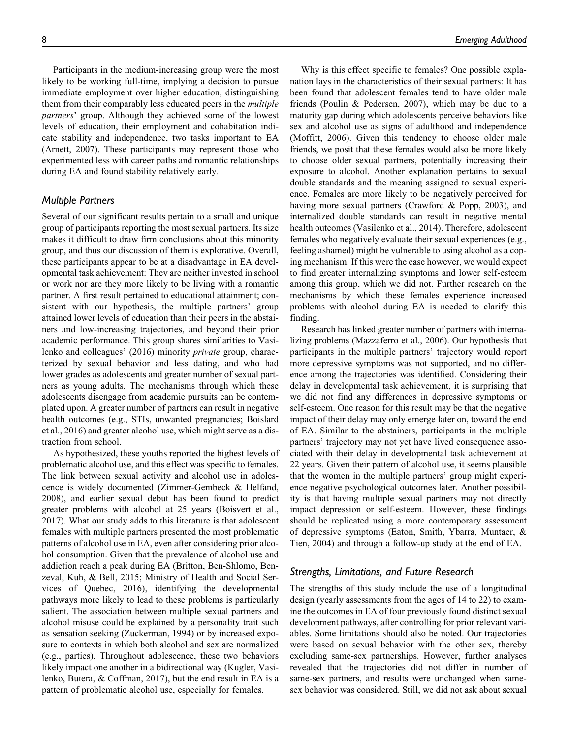Participants in the medium-increasing group were the most likely to be working full-time, implying a decision to pursue immediate employment over higher education, distinguishing them from their comparably less educated peers in the *multiple partners*' group. Although they achieved some of the lowest levels of education, their employment and cohabitation indicate stability and independence, two tasks important to EA (Arnett, 2007). These participants may represent those who experimented less with career paths and romantic relationships during EA and found stability relatively early.

### *Multiple Partners*

Several of our significant results pertain to a small and unique group of participants reporting the most sexual partners. Its size makes it difficult to draw firm conclusions about this minority group, and thus our discussion of them is explorative. Overall, these participants appear to be at a disadvantage in EA developmental task achievement: They are neither invested in school or work nor are they more likely to be living with a romantic partner. A first result pertained to educational attainment; consistent with our hypothesis, the multiple partners' group attained lower levels of education than their peers in the abstainers and low-increasing trajectories, and beyond their prior academic performance. This group shares similarities to Vasilenko and colleagues' (2016) minority *private* group, characterized by sexual behavior and less dating, and who had lower grades as adolescents and greater number of sexual partners as young adults. The mechanisms through which these adolescents disengage from academic pursuits can be contemplated upon. A greater number of partners can result in negative health outcomes (e.g., STIs, unwanted pregnancies; Boislard et al., 2016) and greater alcohol use, which might serve as a distraction from school.

As hypothesized, these youths reported the highest levels of problematic alcohol use, and this effect was specific to females. The link between sexual activity and alcohol use in adolescence is widely documented (Zimmer-Gembeck & Helfand, 2008), and earlier sexual debut has been found to predict greater problems with alcohol at 25 years (Boisvert et al., 2017). What our study adds to this literature is that adolescent females with multiple partners presented the most problematic patterns of alcohol use in EA, even after considering prior alcohol consumption. Given that the prevalence of alcohol use and addiction reach a peak during EA (Britton, Ben-Shlomo, Benzeval, Kuh, & Bell, 2015; Ministry of Health and Social Services of Quebec, 2016), identifying the developmental pathways more likely to lead to these problems is particularly salient. The association between multiple sexual partners and alcohol misuse could be explained by a personality trait such as sensation seeking (Zuckerman, 1994) or by increased exposure to contexts in which both alcohol and sex are normalized (e.g., parties). Throughout adolescence, these two behaviors likely impact one another in a bidirectional way (Kugler, Vasilenko, Butera, & Coffman, 2017), but the end result in EA is a pattern of problematic alcohol use, especially for females.

Why is this effect specific to females? One possible explanation lays in the characteristics of their sexual partners: It has been found that adolescent females tend to have older male friends (Poulin & Pedersen, 2007), which may be due to a maturity gap during which adolescents perceive behaviors like sex and alcohol use as signs of adulthood and independence (Moffitt, 2006). Given this tendency to choose older male friends, we posit that these females would also be more likely to choose older sexual partners, potentially increasing their exposure to alcohol. Another explanation pertains to sexual double standards and the meaning assigned to sexual experience. Females are more likely to be negatively perceived for having more sexual partners (Crawford & Popp, 2003), and internalized double standards can result in negative mental health outcomes (Vasilenko et al., 2014). Therefore, adolescent females who negatively evaluate their sexual experiences (e.g., feeling ashamed) might be vulnerable to using alcohol as a coping mechanism. If this were the case however, we would expect to find greater internalizing symptoms and lower self-esteem among this group, which we did not. Further research on the mechanisms by which these females experience increased problems with alcohol during EA is needed to clarify this finding.

Research has linked greater number of partners with internalizing problems (Mazzaferro et al., 2006). Our hypothesis that participants in the multiple partners' trajectory would report more depressive symptoms was not supported, and no difference among the trajectories was identified. Considering their delay in developmental task achievement, it is surprising that we did not find any differences in depressive symptoms or self-esteem. One reason for this result may be that the negative impact of their delay may only emerge later on, toward the end of EA. Similar to the abstainers, participants in the multiple partners' trajectory may not yet have lived consequence associated with their delay in developmental task achievement at 22 years. Given their pattern of alcohol use, it seems plausible that the women in the multiple partners' group might experience negative psychological outcomes later. Another possibility is that having multiple sexual partners may not directly impact depression or self-esteem. However, these findings should be replicated using a more contemporary assessment of depressive symptoms (Eaton, Smith, Ybarra, Muntaer, & Tien, 2004) and through a follow-up study at the end of EA.

### *Strengths, Limitations, and Future Research*

The strengths of this study include the use of a longitudinal design (yearly assessments from the ages of 14 to 22) to examine the outcomes in EA of four previously found distinct sexual development pathways, after controlling for prior relevant variables. Some limitations should also be noted. Our trajectories were based on sexual behavior with the other sex, thereby excluding same-sex partnerships. However, further analyses revealed that the trajectories did not differ in number of same-sex partners, and results were unchanged when same-sex behavior was considered. Still, we did not ask about sexual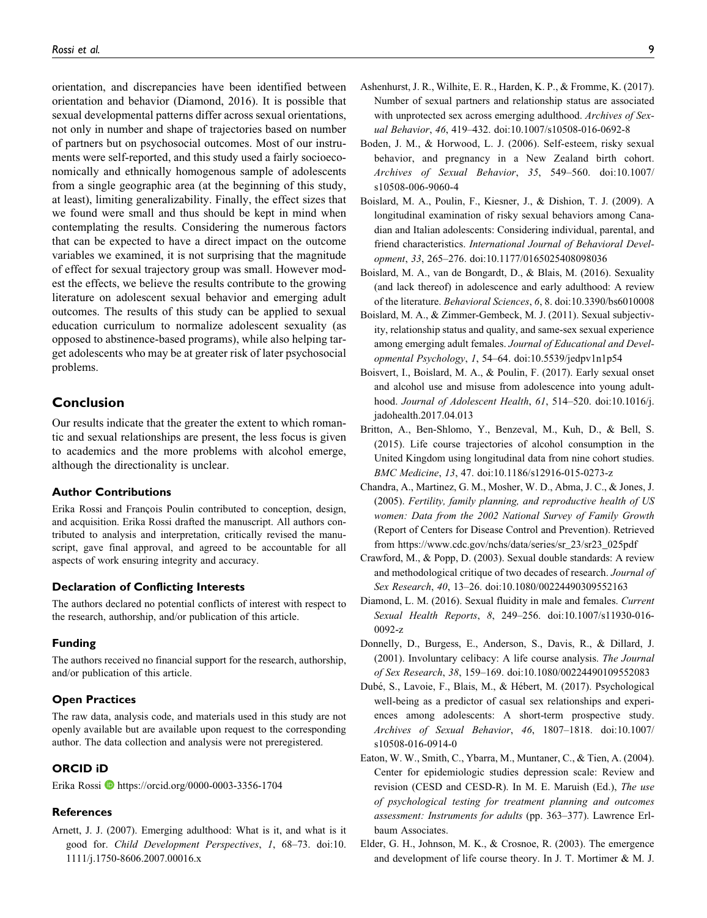orientation, and discrepancies have been identified between orientation and behavior (Diamond, 2016). It is possible that sexual developmental patterns differ across sexual orientations, not only in number and shape of trajectories based on number of partners but on psychosocial outcomes. Most of our instruments were self-reported, and this study used a fairly socioeconomically and ethnically homogenous sample of adolescents from a single geographic area (at the beginning of this study, at least), limiting generalizability. Finally, the effect sizes that we found were small and thus should be kept in mind when contemplating the results. Considering the numerous factors that can be expected to have a direct impact on the outcome variables we examined, it is not surprising that the magnitude of effect for sexual trajectory group was small. However modest the effects, we believe the results contribute to the growing literature on adolescent sexual behavior and emerging adult outcomes. The results of this study can be applied to sexual education curriculum to normalize adolescent sexuality (as opposed to abstinence-based programs), while also helping target adolescents who may be at greater risk of later psychosocial problems.

## Conclusion

Our results indicate that the greater the extent to which romantic and sexual relationships are present, the less focus is given to academics and the more problems with alcohol emerge, although the directionality is unclear.

### Author Contributions

Erika Rossi and François Poulin contributed to conception, design, and acquisition. Erika Rossi drafted the manuscript. All authors contributed to analysis and interpretation, critically revised the manuscript, gave final approval, and agreed to be accountable for all aspects of work ensuring integrity and accuracy.

### Declaration of Conflicting Interests

The authors declared no potential conflicts of interest with respect to the research, authorship, and/or publication of this article.

### Funding

The authors received no financial support for the research, authorship, and/or publication of this article.

### Open Practices

The raw data, analysis code, and materials used in this study are not openly available but are available upon request to the corresponding author. The data collection and analysis were not preregistered.

### ORCID iD

Erika Rossi https://orcid.org/0000-0003-3356-1704

### References

Arnett, J. J. (2007). Emerging adulthood: What is it, and what is it good for. *Child Development Perspectives*, *1*, 68–73. doi:10.1111/j.1750-8606.2007.00016.x

Ashenhurst, J. R., Wilhite, E. R., Harden, K. P., & Fromme, K. (2017). Number of sexual partners and relationship status are associated with unprotected sex across emerging adulthood. *Archives of Sexual Behavior*, *46*, 419–432. doi:10.1007/s10508-016-0692-8

Boden, J. M., & Horwood, L. J. (2006). Self-esteem, risky sexual behavior, and pregnancy in a New Zealand birth cohort. *Archives of Sexual Behavior*, *35*, 549–560. doi:10.1007/s10508-006-9060-4

Boislard, M. A., Poulin, F., Kiesner, J., & Dishion, T. J. (2009). A longitudinal examination of risky sexual behaviors among Canadian and Italian adolescents: Considering individual, parental, and friend characteristics. *International Journal of Behavioral Development*, *33*, 265–276. doi:10.1177/0165025408098036

Boislard, M. A., van de Bongardt, D., & Blais, M. (2016). Sexuality (and lack thereof) in adolescence and early adulthood: A review of the literature. *Behavioral Sciences*, *6*, 8. doi:10.3390/bs6010008

Boislard, M. A., & Zimmer-Gembeck, M. J. (2011). Sexual subjectivity, relationship status and quality, and same-sex sexual experience among emerging adult females. *Journal of Educational and Developmental Psychology*, *1*, 54–64. doi:10.5539/jedpv1n1p54

Boisvert, I., Boislard, M. A., & Poulin, F. (2017). Early sexual onset and alcohol use and misuse from adolescence into young adulthood. *Journal of Adolescent Health*, *61*, 514–520. doi:10.1016/j.jadohealth.2017.04.013

Britton, A., Ben-Shlomo, Y., Benzeval, M., Kuh, D., & Bell, S. (2015). Life course trajectories of alcohol consumption in the United Kingdom using longitudinal data from nine cohort studies. *BMC Medicine*, *13*, 47. doi:10.1186/s12916-015-0273-z

Chandra, A., Martinez, G. M., Mosher, W. D., Abma, J. C., & Jones, J. (2005). *Fertility, family planning, and reproductive health of US women: Data from the 2002 National Survey of Family Growth* (Report of Centers for Disease Control and Prevention). Retrieved from https://www.cdc.gov/nchs/data/series/sr_23/sr23_025pdf

Crawford, M., & Popp, D. (2003). Sexual double standards: A review and methodological critique of two decades of research. *Journal of Sex Research*, *40*, 13–26. doi:10.1080/00224490309552163

Diamond, L. M. (2016). Sexual fluidity in male and females. *Current Sexual Health Reports*, *8*, 249–256. doi:10.1007/s11930-016-0092-z

Donnelly, D., Burgess, E., Anderson, S., Davis, R., & Dillard, J. (2001). Involuntary celibacy: A life course analysis. *The Journal of Sex Research*, *38*, 159–169. doi:10.1080/00224490109552083

Dubé, S., Lavoie, F., Blais, M., & Hébert, M. (2017). Psychological well-being as a predictor of casual sex relationships and experiences among adolescents: A short-term prospective study. *Archives of Sexual Behavior*, *46*, 1807–1818. doi:10.1007/s10508-016-0914-0

Eaton, W. W., Smith, C., Ybarra, M., Muntaner, C., & Tien, A. (2004). Center for epidemiologic studies depression scale: Review and revision (CESD and CESD-R). In M. E. Maruish (Ed.), *The use of psychological testing for treatment planning and outcomes assessment: Instruments for adults* (pp. 363–377). Lawrence Erlbaum Associates.

Elder, G. H., Johnson, M. K., & Crosnoe, R. (2003). The emergence and development of life course theory. In J. T. Mortimer & M. J.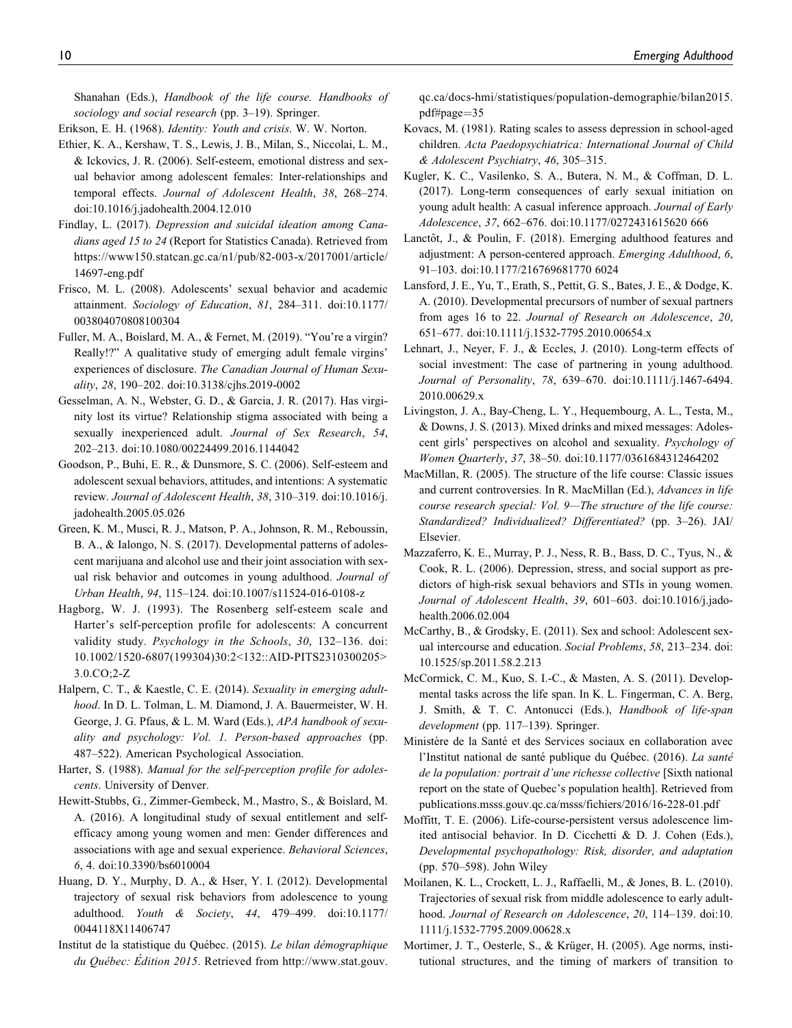Shanahan (Eds.), *Handbook of the life course. Handbooks of sociology and social research* (pp. 3–19). Springer.

Erikson, E. H. (1968). *Identity: Youth and crisis*. W. W. Norton.

Ethier, K. A., Kershaw, T. S., Lewis, J. B., Milan, S., Niccolai, L. M., & Ickovics, J. R. (2006). Self-esteem, emotional distress and sexual behavior among adolescent females: Inter-relationships and temporal effects. *Journal of Adolescent Health*, *38*, 268–274. doi:10.1016/j.jadohealth.2004.12.010

Findlay, L. (2017). *Depression and suicidal ideation among Canadians aged 15 to 24* (Report for Statistics Canada). Retrieved from https://www150.statcan.gc.ca/n1/pub/82-003-x/2017001/article/14697-eng.pdf

Frisco, M. L. (2008). Adolescents' sexual behavior and academic attainment. *Sociology of Education*, *81*, 284–311. doi:10.1177/003804070808100304

Fuller, M. A., Boislard, M. A., & Fernet, M. (2019). "You're a virgin? Really!?" A qualitative study of emerging adult female virgins' experiences of disclosure. *The Canadian Journal of Human Sexuality*, *28*, 190–202. doi:10.3138/cjhs.2019-0002

Gesselman, A. N., Webster, G. D., & Garcia, J. R. (2017). Has virginity lost its virtue? Relationship stigma associated with being a sexually inexperienced adult. *Journal of Sex Research*, *54*, 202–213. doi:10.1080/00224499.2016.1144042

Goodson, P., Buhi, E. R., & Dunsmore, S. C. (2006). Self-esteem and adolescent sexual behaviors, attitudes, and intentions: A systematic review. *Journal of Adolescent Health*, *38*, 310–319. doi:10.1016/j.jadohealth.2005.05.026

Green, K. M., Musci, R. J., Matson, P. A., Johnson, R. M., Reboussin, B. A., & Ialongo, N. S. (2017). Developmental patterns of adolescent marijuana and alcohol use and their joint association with sexual risk behavior and outcomes in young adulthood. *Journal of Urban Health*, *94*, 115–124. doi:10.1007/s11524-016-0108-z

Hagborg, W. J. (1993). The Rosenberg self-esteem scale and Harter's self-perception profile for adolescents: A concurrent validity study. *Psychology in the Schools*, *30*, 132–136. doi:10.1002/1520-6807(199304)30:2<132::AID-PITS2310300205>3.0.CO;2-Z

Halpern, C. T., & Kaestle, C. E. (2014). *Sexuality in emerging adulthood*. In D. L. Tolman, L. M. Diamond, J. A. Bauermeister, W. H. George, J. G. Pfaus, & L. M. Ward (Eds.), *APA handbook of sexuality and psychology: Vol. 1. Person-based approaches* (pp. 487–522). American Psychological Association.

Harter, S. (1988). *Manual for the self-perception profile for adolescents*. University of Denver.

Hewitt-Stubbs, G., Zimmer-Gembeck, M., Mastro, S., & Boislard, M. A. (2016). A longitudinal study of sexual entitlement and self-efficacy among young women and men: Gender differences and associations with age and sexual experience. *Behavioral Sciences*, *6*, 4. doi:10.3390/bs6010004

Huang, D. Y., Murphy, D. A., & Hser, Y. I. (2012). Developmental trajectory of sexual risk behaviors from adolescence to young adulthood. *Youth & Society*, *44*, 479–499. doi:10.1177/0044118X11406747

Institut de la statistique du Québec. (2015). *Le bilan démographique du Québec: Édition 2015*. Retrieved from http://www.stat.gouv.qc.ca/docs-hmi/statistiques/population-demographie/bilan2015.pdf#page=35

Kovacs, M. (1981). Rating scales to assess depression in school-aged children. *Acta Paedopsychiatrica: International Journal of Child & Adolescent Psychiatry*, *46*, 305–315.

Kugler, K. C., Vasilenko, S. A., Butera, N. M., & Coffman, D. L. (2017). Long-term consequences of early sexual initiation on young adult health: A casual inference approach. *Journal of Early Adolescence*, *37*, 662–676. doi:10.1177/0272431615620 666

Lanctôt, J., & Poulin, F. (2018). Emerging adulthood features and adjustment: A person-centered approach. *Emerging Adulthood*, *6*, 91–103. doi:10.1177/216769681770 6024

Lansford, J. E., Yu, T., Erath, S., Pettit, G. S., Bates, J. E., & Dodge, K. A. (2010). Developmental precursors of number of sexual partners from ages 16 to 22. *Journal of Research on Adolescence*, *20*, 651–677. doi:10.1111/j.1532-7795.2010.00654.x

Lehnart, J., Neyer, F. J., & Eccles, J. (2010). Long-term effects of social investment: The case of partnering in young adulthood. *Journal of Personality*, *78*, 639–670. doi:10.1111/j.1467-6494.2010.00629.x

Livingston, J. A., Bay-Cheng, L. Y., Hequembourg, A. L., Testa, M., & Downs, J. S. (2013). Mixed drinks and mixed messages: Adolescent girls' perspectives on alcohol and sexuality. *Psychology of Women Quarterly*, *37*, 38–50. doi:10.1177/0361684312464202

MacMillan, R. (2005). The structure of the life course: Classic issues and current controversies. In R. MacMillan (Ed.), *Advances in life course research special: Vol. 9—The structure of the life course: Standardized? Individualized? Differentiated?* (pp. 3–26). JAI/Elsevier.

Mazzaferro, K. E., Murray, P. J., Ness, R. B., Bass, D. C., Tyus, N., & Cook, R. L. (2006). Depression, stress, and social support as predictors of high-risk sexual behaviors and STIs in young women. *Journal of Adolescent Health*, *39*, 601–603. doi:10.1016/j.jadohealth.2006.02.004

McCarthy, B., & Grodsky, E. (2011). Sex and school: Adolescent sexual intercourse and education. *Social Problems*, *58*, 213–234. doi:10.1525/sp.2011.58.2.213

McCormick, C. M., Kuo, S. I.-C., & Masten, A. S. (2011). Developmental tasks across the life span. In K. L. Fingerman, C. A. Berg, J. Smith, & T. C. Antonucci (Eds.), *Handbook of life-span development* (pp. 117–139). Springer.

Ministère de la Santé et des Services sociaux en collaboration avec l'Institut national de santé publique du Québec. (2016). *La santé de la population: portrait d'une richesse collective* [Sixth national report on the state of Quebec's population health]. Retrieved from publications.msss.gouv.qc.ca/msss/fichiers/2016/16-228-01.pdf

Moffitt, T. E. (2006). Life-course-persistent versus adolescence limited antisocial behavior. In D. Cicchetti & D. J. Cohen (Eds.), *Developmental psychopathology: Risk, disorder, and adaptation* (pp. 570–598). John Wiley

Moilanen, K. L., Crockett, L. J., Raffaelli, M., & Jones, B. L. (2010). Trajectories of sexual risk from middle adolescence to early adulthood. *Journal of Research on Adolescence*, *20*, 114–139. doi:10.1111/j.1532-7795.2009.00628.x

Mortimer, J. T., Oesterle, S., & Krüger, H. (2005). Age norms, institutional structures, and the timing of markers of transition to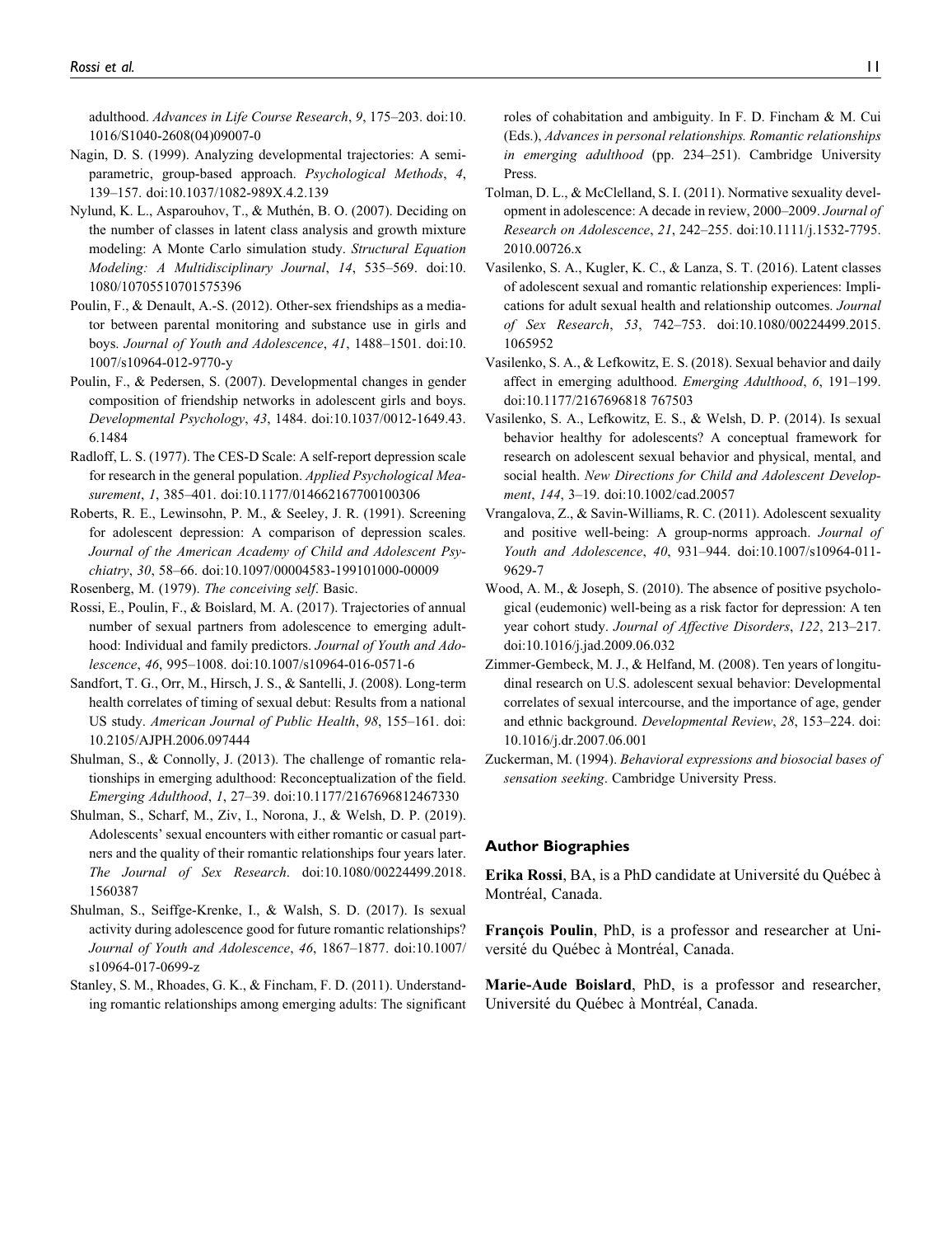adulthood. *Advances in Life Course Research*, *9*, 175–203. doi:10.1016/S1040-2608(04)09007-0

Nagin, D. S. (1999). Analyzing developmental trajectories: A semi-parametric, group-based approach. *Psychological Methods*, *4*, 139–157. doi:10.1037/1082-989X.4.2.139

Nylund, K. L., Asparouhov, T., & Muthén, B. O. (2007). Deciding on the number of classes in latent class analysis and growth mixture modeling: A Monte Carlo simulation study. *Structural Equation Modeling: A Multidisciplinary Journal*, *14*, 535–569. doi:10.1080/10705510701575396

Poulin, F., & Denault, A.-S. (2012). Other-sex friendships as a mediator between parental monitoring and substance use in girls and boys. *Journal of Youth and Adolescence*, *41*, 1488–1501. doi:10.1007/s10964-012-9770-y

Poulin, F., & Pedersen, S. (2007). Developmental changes in gender composition of friendship networks in adolescent girls and boys. *Developmental Psychology*, *43*, 1484. doi:10.1037/0012-1649.43.6.1484

Radloff, L. S. (1977). The CES-D Scale: A self-report depression scale for research in the general population. *Applied Psychological Measurement*, *1*, 385–401. doi:10.1177/014662167700100306

Roberts, R. E., Lewinsohn, P. M., & Seeley, J. R. (1991). Screening for adolescent depression: A comparison of depression scales. *Journal of the American Academy of Child and Adolescent Psychiatry*, *30*, 58–66. doi:10.1097/00004583-199101000-00009

Rosenberg, M. (1979). *The conceiving self*. Basic.

Rossi, E., Poulin, F., & Boislard, M. A. (2017). Trajectories of annual number of sexual partners from adolescence to emerging adulthood: Individual and family predictors. *Journal of Youth and Adolescence*, *46*, 995–1008. doi:10.1007/s10964-016-0571-6

Sandfort, T. G., Orr, M., Hirsch, J. S., & Santelli, J. (2008). Long-term health correlates of timing of sexual debut: Results from a national US study. *American Journal of Public Health*, *98*, 155–161. doi:10.2105/AJPH.2006.097444

Shulman, S., & Connolly, J. (2013). The challenge of romantic relationships in emerging adulthood: Reconceptualization of the field. *Emerging Adulthood*, *1*, 27–39. doi:10.1177/2167696812467330

Shulman, S., Scharf, M., Ziv, I., Norona, J., & Welsh, D. P. (2019). Adolescents' sexual encounters with either romantic or casual partners and the quality of their romantic relationships four years later. *The Journal of Sex Research*. doi:10.1080/00224499.2018.1560387

Shulman, S., Seiffge-Krenke, I., & Walsh, S. D. (2017). Is sexual activity during adolescence good for future romantic relationships? *Journal of Youth and Adolescence*, *46*, 1867–1877. doi:10.1007/s10964-017-0699-z

Stanley, S. M., Rhoades, G. K., & Fincham, F. D. (2011). Understanding romantic relationships among emerging adults: The significant roles of cohabitation and ambiguity. In F. D. Fincham & M. Cui (Eds.), *Advances in personal relationships. Romantic relationships in emerging adulthood* (pp. 234–251). Cambridge University Press.

Tolman, D. L., & McClelland, S. I. (2011). Normative sexuality development in adolescence: A decade in review, 2000–2009. *Journal of Research on Adolescence*, *21*, 242–255. doi:10.1111/j.1532-7795.2010.00726.x

Vasilenko, S. A., Kugler, K. C., & Lanza, S. T. (2016). Latent classes of adolescent sexual and romantic relationship experiences: Implications for adult sexual health and relationship outcomes. *Journal of Sex Research*, *53*, 742–753. doi:10.1080/00224499.2015.1065952

Vasilenko, S. A., & Lefkowitz, E. S. (2018). Sexual behavior and daily affect in emerging adulthood. *Emerging Adulthood*, *6*, 191–199. doi:10.1177/2167696818 767503

Vasilenko, S. A., Lefkowitz, E. S., & Welsh, D. P. (2014). Is sexual behavior healthy for adolescents? A conceptual framework for research on adolescent sexual behavior and physical, mental, and social health. *New Directions for Child and Adolescent Development*, *144*, 3–19. doi:10.1002/cad.20057

Vrangalova, Z., & Savin-Williams, R. C. (2011). Adolescent sexuality and positive well-being: A group-norms approach. *Journal of Youth and Adolescence*, *40*, 931–944. doi:10.1007/s10964-011-9629-7

Wood, A. M., & Joseph, S. (2010). The absence of positive psychological (eudemonic) well-being as a risk factor for depression: A ten year cohort study. *Journal of Affective Disorders*, *122*, 213–217. doi:10.1016/j.jad.2009.06.032

Zimmer-Gembeck, M. J., & Helfand, M. (2008). Ten years of longitudinal research on U.S. adolescent sexual behavior: Developmental correlates of sexual intercourse, and the importance of age, gender and ethnic background. *Developmental Review*, *28*, 153–224. doi:10.1016/j.dr.2007.06.001

Zuckerman, M. (1994). *Behavioral expressions and biosocial bases of sensation seeking*. Cambridge University Press.

## Author Biographies

**Erika Rossi**, BA, is a PhD candidate at Université du Québec à Montréal, Canada.

**François Poulin**, PhD, is a professor and researcher at Université du Québec à Montréal, Canada.

**Marie-Aude Boislard**, PhD, is a professor and researcher, Université du Québec à Montréal, Canada.